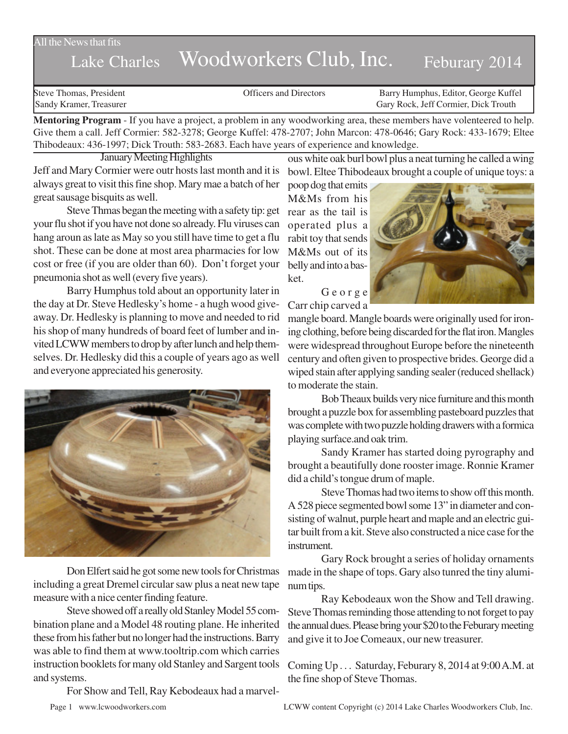All the News that fits

# Lake Charles Woodworkers Club, Inc. Feburary 2014

Steve Thomas, President | Officers and Directors | Barry Humphus, Editor, George Kuffel
Sandy Kramer, Treasurer | | Gary Rock, Jeff Cormier, Dick Trouth

**Mentoring Program** - If you have a project, a problem in any woodworking area, these members have volenteered to help. Give them a call. Jeff Cormier: 582-3278; George Kuffel: 478-2707; John Marcon: 478-0646; Gary Rock: 433-1679; Eltee Thibodeaux: 436-1997; Dick Trouth: 583-2683. Each have years of experience and knowledge.

## January Meeting Highlights

Jeff and Mary Cormier were outr hosts last month and it is always great to visit this fine shop. Mary mae a batch of her great sausage bisquits as well.

Steve Thmas began the meeting with a safety tip: get your flu shot if you have not done so already. Flu viruses can hang aroun as late as May so you still have time to get a flu shot. These can be done at most area pharmacies for low cost or free (if you are older than 60). Don't forget your pneumonia shot as well (every five years).

Barry Humphus told about an opportunity later in the day at Dr. Steve Hedlesky's home - a hugh wood give-away. Dr. Hedlesky is planning to move and needed to rid his shop of many hundreds of board feet of lumber and invited LCWW members to drop by after lunch and help themselves. Dr. Hedlesky did this a couple of years ago as well and everyone appreciated his generosity.

Don Elfert said he got some new tools for Christmas including a great Dremel circular saw plus a neat new tape measure with a nice center finding feature.

Steve showed off a really old Stanley Model 55 combination plane and a Model 48 routing plane. He inherited these from his father but no longer had the instructions. Barry was able to find them at www.tooltrip.com which carries instruction booklets for many old Stanley and Sargent tools and systems.

For Show and Tell, Ray Kebodeaux had a marvelous white oak burl bowl plus a neat turning he called a wing bowl. Eltee Thibodeaux brought a couple of unique toys: a poop dog that emits M&Ms from his rear as the tail is operated plus a rabit toy that sends M&Ms out of its belly and into a basket.

George Carr chip carved a mangle board. Mangle boards were originally used for ironing clothing, before being discarded for the flat iron. Mangles were widespread throughout Europe before the nineteenth century and often given to prospective brides. George did a wiped stain after applying sanding sealer (reduced shellack) to moderate the stain.

Bob Theaux builds very nice furniture and this month brought a puzzle box for assembling pasteboard puzzles that was complete with two puzzle holding drawers with a formica playing surface.and oak trim.

Sandy Kramer has started doing pyrography and brought a beautifully done rooster image. Ronnie Kramer did a child's tongue drum of maple.

Steve Thomas had two items to show off this month. A 528 piece segmented bowl some 13" in diameter and consisting of walnut, purple heart and maple and an electric guitar built from a kit. Steve also constructed a nice case for the instrument.

Gary Rock brought a series of holiday ornaments made in the shape of tops. Gary also tunred the tiny aluminum tips.

Ray Kebodeaux won the Show and Tell drawing. Steve Thomas reminding those attending to not forget to pay the annual dues. Please bring your $20 to the Feburary meeting and give it to Joe Comeaux, our new treasurer.

Coming Up . . . Saturday, Feburary 8, 2014 at 9:00 A.M. at the fine shop of Steve Thomas.

www.lcwoodworkers.com

LCWW content Copyright (c) 2014 Lake Charles Woodworkers Club, Inc.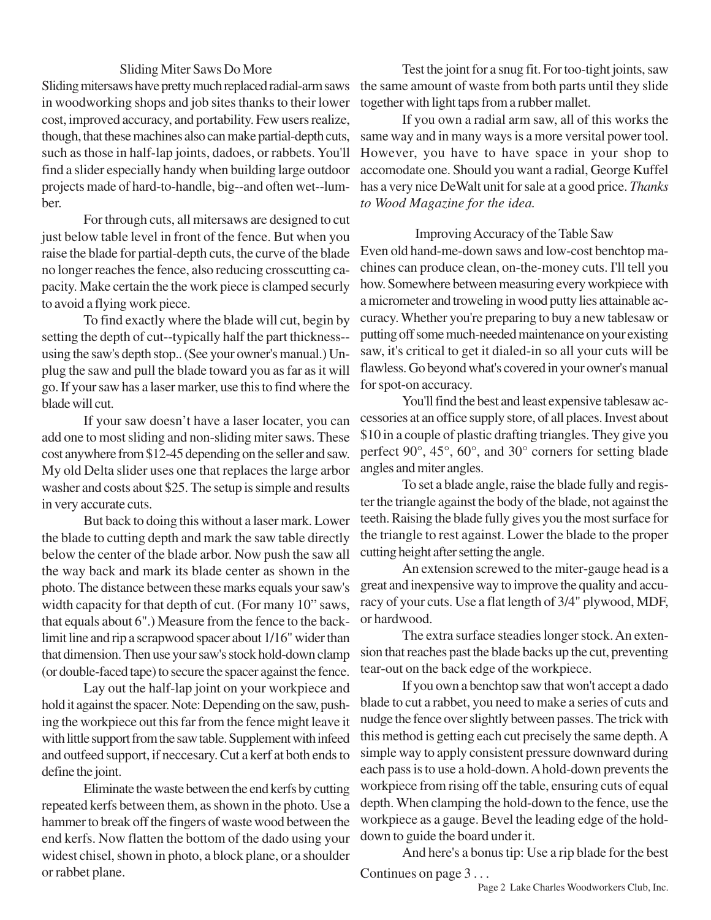## Sliding Miter Saws Do More

Sliding mitersaws have pretty much replaced radial-arm saws in woodworking shops and job sites thanks to their lower cost, improved accuracy, and portability. Few users realize, though, that these machines also can make partial-depth cuts, such as those in half-lap joints, dadoes, or rabbets. You'll find a slider especially handy when building large outdoor projects made of hard-to-handle, big--and often wet--lumber.

For through cuts, all mitersaws are designed to cut just below table level in front of the fence. But when you raise the blade for partial-depth cuts, the curve of the blade no longer reaches the fence, also reducing crosscutting capacity. Make certain the the work piece is clamped securly to avoid a flying work piece.

To find exactly where the blade will cut, begin by setting the depth of cut--typically half the part thickness--using the saw's depth stop.. (See your owner's manual.) Unplug the saw and pull the blade toward you as far as it will go. If your saw has a laser marker, use this to find where the blade will cut.

If your saw doesn't have a laser locater, you can add one to most sliding and non-sliding miter saws. These cost anywhere from $12-45 depending on the seller and saw. My old Delta slider uses one that replaces the large arbor washer and costs about $25. The setup is simple and results in very accurate cuts.

But back to doing this without a laser mark. Lower the blade to cutting depth and mark the saw table directly below the center of the blade arbor. Now push the saw all the way back and mark its blade center as shown in the photo. The distance between these marks equals your saw's width capacity for that depth of cut. (For many 10" saws, that equals about 6".) Measure from the fence to the back-limit line and rip a scrapwood spacer about 1/16" wider than that dimension. Then use your saw's stock hold-down clamp (or double-faced tape) to secure the spacer against the fence.

Lay out the half-lap joint on your workpiece and hold it against the spacer. Note: Depending on the saw, pushing the workpiece out this far from the fence might leave it with little support from the saw table. Supplement with infeed and outfeed support, if neccesary. Cut a kerf at both ends to define the joint.

Eliminate the waste between the end kerfs by cutting repeated kerfs between them, as shown in the photo. Use a hammer to break off the fingers of waste wood between the end kerfs. Now flatten the bottom of the dado using your widest chisel, shown in photo, a block plane, or a shoulder or rabbet plane.

Test the joint for a snug fit. For too-tight joints, saw the same amount of waste from both parts until they slide together with light taps from a rubber mallet.

If you own a radial arm saw, all of this works the same way and in many ways is a more versital power tool. However, you have to have space in your shop to accomodate one. Should you want a radial, George Kuffel has a very nice DeWalt unit for sale at a good price. *Thanks to Wood Magazine for the idea.*

## Improving Accuracy of the Table Saw

Even old hand-me-down saws and low-cost benchtop machines can produce clean, on-the-money cuts. I'll tell you how. Somewhere between measuring every workpiece with a micrometer and troweling in wood putty lies attainable accuracy. Whether you're preparing to buy a new tablesaw or putting off some much-needed maintenance on your existing saw, it's critical to get it dialed-in so all your cuts will be flawless. Go beyond what's covered in your owner's manual for spot-on accuracy.

You'll find the best and least expensive tablesaw accessories at an office supply store, of all places. Invest about $10 in a couple of plastic drafting triangles. They give you perfect 90°, 45°, 60°, and 30° corners for setting blade angles and miter angles.

To set a blade angle, raise the blade fully and register the triangle against the body of the blade, not against the teeth. Raising the blade fully gives you the most surface for the triangle to rest against. Lower the blade to the proper cutting height after setting the angle.

An extension screwed to the miter-gauge head is a great and inexpensive way to improve the quality and accuracy of your cuts. Use a flat length of 3/4" plywood, MDF, or hardwood.

The extra surface steadies longer stock. An extension that reaches past the blade backs up the cut, preventing tear-out on the back edge of the workpiece.

If you own a benchtop saw that won't accept a dado blade to cut a rabbet, you need to make a series of cuts and nudge the fence over slightly between passes. The trick with this method is getting each cut precisely the same depth. A simple way to apply consistent pressure downward during each pass is to use a hold-down. A hold-down prevents the workpiece from rising off the table, ensuring cuts of equal depth. When clamping the hold-down to the fence, use the workpiece as a gauge. Bevel the leading edge of the hold-down to guide the board under it.

And here's a bonus tip: Use a rip blade for the best

Continues on page 3 . . .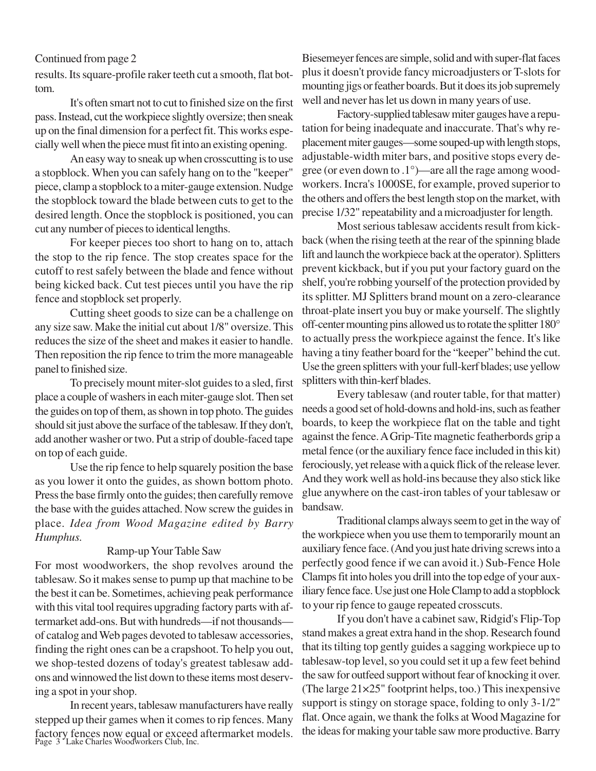Continued from page 2

results. Its square-profile raker teeth cut a smooth, flat bottom.

It's often smart not to cut to finished size on the first pass. Instead, cut the workpiece slightly oversize; then sneak up on the final dimension for a perfect fit. This works especially well when the piece must fit into an existing opening.

An easy way to sneak up when crosscutting is to use a stopblock. When you can safely hang on to the "keeper" piece, clamp a stopblock to a miter-gauge extension. Nudge the stopblock toward the blade between cuts to get to the desired length. Once the stopblock is positioned, you can cut any number of pieces to identical lengths.

For keeper pieces too short to hang on to, attach the stop to the rip fence. The stop creates space for the cutoff to rest safely between the blade and fence without being kicked back. Cut test pieces until you have the rip fence and stopblock set properly.

Cutting sheet goods to size can be a challenge on any size saw. Make the initial cut about 1/8" oversize. This reduces the size of the sheet and makes it easier to handle. Then reposition the rip fence to trim the more manageable panel to finished size.

To precisely mount miter-slot guides to a sled, first place a couple of washers in each miter-gauge slot. Then set the guides on top of them, as shown in top photo. The guides should sit just above the surface of the tablesaw. If they don't, add another washer or two. Put a strip of double-faced tape on top of each guide.

Use the rip fence to help squarely position the base as you lower it onto the guides, as shown bottom photo. Press the base firmly onto the guides; then carefully remove the base with the guides attached. Now screw the guides in place. *Idea from Wood Magazine edited by Barry Humphus.*

## Ramp-up Your Table Saw

For most woodworkers, the shop revolves around the tablesaw. So it makes sense to pump up that machine to be the best it can be. Sometimes, achieving peak performance with this vital tool requires upgrading factory parts with aftermarket add-ons. But with hundreds—if not thousands—of catalog and Web pages devoted to tablesaw accessories, finding the right ones can be a crapshoot. To help you out, we shop-tested dozens of today's greatest tablesaw add-ons and winnowed the list down to these items most deserving a spot in your shop.

In recent years, tablesaw manufacturers have really stepped up their games when it comes to rip fences. Many factory fences now equal or exceed aftermarket models. Biesemeyer fences are simple, solid and with super-flat faces plus it doesn't provide fancy microadjusters or T-slots for mounting jigs or feather boards. But it does its job supremely well and never has let us down in many years of use.

Factory-supplied tablesaw miter gauges have a reputation for being inadequate and inaccurate. That's why replacement miter gauges—some souped-up with length stops, adjustable-width miter bars, and positive stops every degree (or even down to .1°)—are all the rage among woodworkers. Incra's 1000SE, for example, proved superior to the others and offers the best length stop on the market, with precise 1/32" repeatability and a microadjuster for length.

Most serious tablesaw accidents result from kickback (when the rising teeth at the rear of the spinning blade lift and launch the workpiece back at the operator). Splitters prevent kickback, but if you put your factory guard on the shelf, you're robbing yourself of the protection provided by its splitter. MJ Splitters brand mount on a zero-clearance throat-plate insert you buy or make yourself. The slightly off-center mounting pins allowed us to rotate the splitter 180° to actually press the workpiece against the fence. It's like having a tiny feather board for the "keeper" behind the cut. Use the green splitters with your full-kerf blades; use yellow splitters with thin-kerf blades.

Every tablesaw (and router table, for that matter) needs a good set of hold-downs and hold-ins, such as feather boards, to keep the workpiece flat on the table and tight against the fence. A Grip-Tite magnetic featherbords grip a metal fence (or the auxiliary fence face included in this kit) ferociously, yet release with a quick flick of the release lever. And they work well as hold-ins because they also stick like glue anywhere on the cast-iron tables of your tablesaw or bandsaw.

Traditional clamps always seem to get in the way of the workpiece when you use them to temporarily mount an auxiliary fence face. (And you just hate driving screws into a perfectly good fence if we can avoid it.) Sub-Fence Hole Clamps fit into holes you drill into the top edge of your auxiliary fence face. Use just one Hole Clamp to add a stopblock to your rip fence to gauge repeated crosscuts.

If you don't have a cabinet saw, Ridgid's Flip-Top stand makes a great extra hand in the shop. Research found that its tilting top gently guides a sagging workpiece up to tablesaw-top level, so you could set it up a few feet behind the saw for outfeed support without fear of knocking it over. (The large 21×25" footprint helps, too.) This inexpensive support is stingy on storage space, folding to only 3-1/2" flat. Once again, we thank the folks at Wood Magazine for the ideas for making your table saw more productive. Barry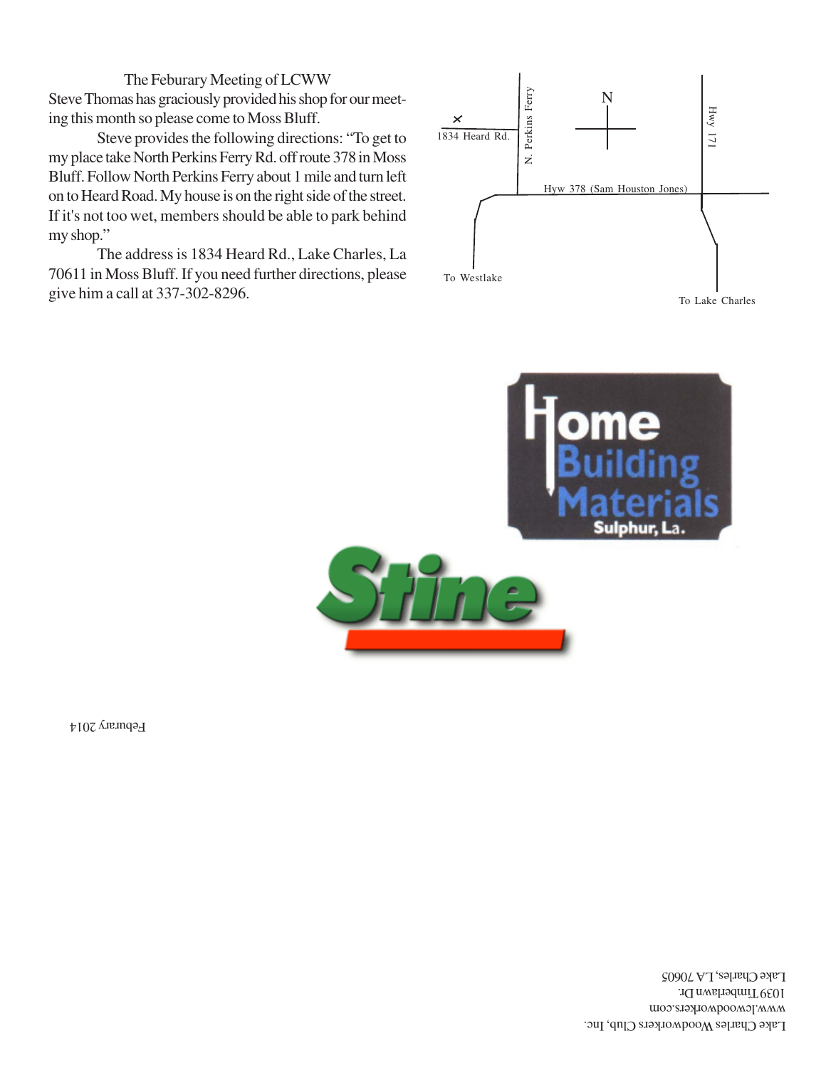## The Feburary Meeting of LCWW

Steve Thomas has graciously provided his shop for our meeting this month so please come to Moss Bluff.

Steve provides the following directions: "To get to my place take North Perkins Ferry Rd. off route 378 in Moss Bluff. Follow North Perkins Ferry about 1 mile and turn left on to Heard Road. My house is on the right side of the street. If it's not too wet, members should be able to park behind my shop."

The address is 1834 Heard Rd., Lake Charles, La 70611 in Moss Bluff. If you need further directions, please give him a call at 337-302-8296.

1834 Heard Rd.

N. Perkins Ferry

N

Hwy 171

Hyw 378 (Sam Houston Jones)

To Westlake

To Lake Charles

Home Building Materials

Sulphur, La.

Stine

Feburary 2014

Lake Charles Woodworkers Club, Inc.
www.lcwoodworkers.com
1039 Timberlawn Dr.
Lake Charles, LA 70605